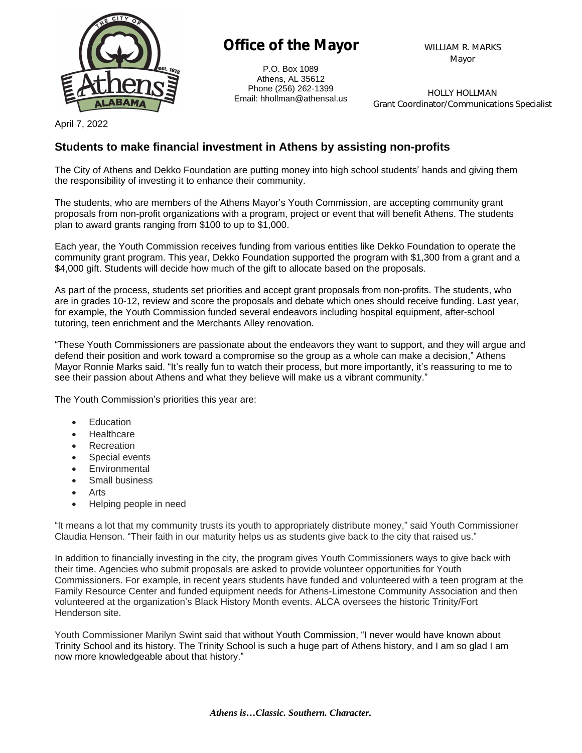**Office of the Mayor**

P.O. Box 1089
Athens, AL 35612
Phone (256) 262-1399
Email: hhollman@athensal.us

WILLIAM R. MARKS
Mayor

HOLLY HOLLMAN
Grant Coordinator/Communications Specialist

April 7, 2022

## Students to make financial investment in Athens by assisting non-profits

The City of Athens and Dekko Foundation are putting money into high school students' hands and giving them the responsibility of investing it to enhance their community.

The students, who are members of the Athens Mayor's Youth Commission, are accepting community grant proposals from non-profit organizations with a program, project or event that will benefit Athens. The students plan to award grants ranging from $100 to up to $1,000.

Each year, the Youth Commission receives funding from various entities like Dekko Foundation to operate the community grant program. This year, Dekko Foundation supported the program with $1,300 from a grant and a $4,000 gift. Students will decide how much of the gift to allocate based on the proposals.

As part of the process, students set priorities and accept grant proposals from non-profits. The students, who are in grades 10-12, review and score the proposals and debate which ones should receive funding. Last year, for example, the Youth Commission funded several endeavors including hospital equipment, after-school tutoring, teen enrichment and the Merchants Alley renovation.

"These Youth Commissioners are passionate about the endeavors they want to support, and they will argue and defend their position and work toward a compromise so the group as a whole can make a decision," Athens Mayor Ronnie Marks said. "It's really fun to watch their process, but more importantly, it's reassuring to me to see their passion about Athens and what they believe will make us a vibrant community."

The Youth Commission's priorities this year are:

- Education
- Healthcare
- Recreation
- Special events
- Environmental
- Small business
- Arts
- Helping people in need

"It means a lot that my community trusts its youth to appropriately distribute money," said Youth Commissioner Claudia Henson. "Their faith in our maturity helps us as students give back to the city that raised us."

In addition to financially investing in the city, the program gives Youth Commissioners ways to give back with their time. Agencies who submit proposals are asked to provide volunteer opportunities for Youth Commissioners. For example, in recent years students have funded and volunteered with a teen program at the Family Resource Center and funded equipment needs for Athens-Limestone Community Association and then volunteered at the organization's Black History Month events. ALCA oversees the historic Trinity/Fort Henderson site.

Youth Commissioner Marilyn Swint said that without Youth Commission, "I never would have known about Trinity School and its history. The Trinity School is such a huge part of Athens history, and I am so glad I am now more knowledgeable about that history."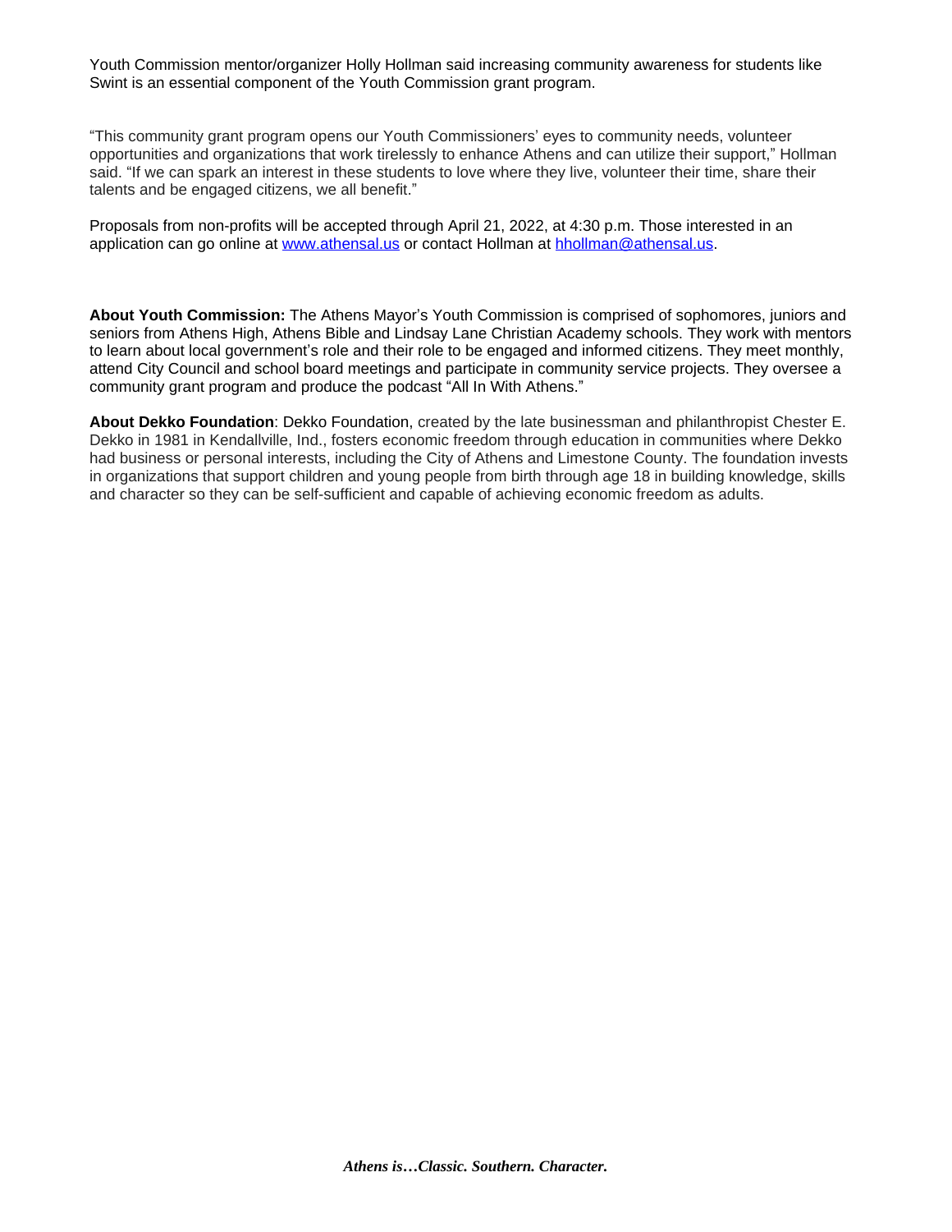Youth Commission mentor/organizer Holly Hollman said increasing community awareness for students like Swint is an essential component of the Youth Commission grant program.

“This community grant program opens our Youth Commissioners’ eyes to community needs, volunteer opportunities and organizations that work tirelessly to enhance Athens and can utilize their support,” Hollman said. “If we can spark an interest in these students to love where they live, volunteer their time, share their talents and be engaged citizens, we all benefit.”

Proposals from non-profits will be accepted through April 21, 2022, at 4:30 p.m. Those interested in an application can go online at [www.athensal.us](http://www.athensal.us) or contact Hollman at [hhollman@athensal.us](mailto:hhollman@athensal.us).

**About Youth Commission:** The Athens Mayor’s Youth Commission is comprised of sophomores, juniors and seniors from Athens High, Athens Bible and Lindsay Lane Christian Academy schools. They work with mentors to learn about local government’s role and their role to be engaged and informed citizens. They meet monthly, attend City Council and school board meetings and participate in community service projects. They oversee a community grant program and produce the podcast “All In With Athens.”

**About Dekko Foundation**: Dekko Foundation, created by the late businessman and philanthropist Chester E. Dekko in 1981 in Kendallville, Ind., fosters economic freedom through education in communities where Dekko had business or personal interests, including the City of Athens and Limestone County. The foundation invests in organizations that support children and young people from birth through age 18 in building knowledge, skills and character so they can be self-sufficient and capable of achieving economic freedom as adults.

***Athens is…Classic. Southern. Character.***